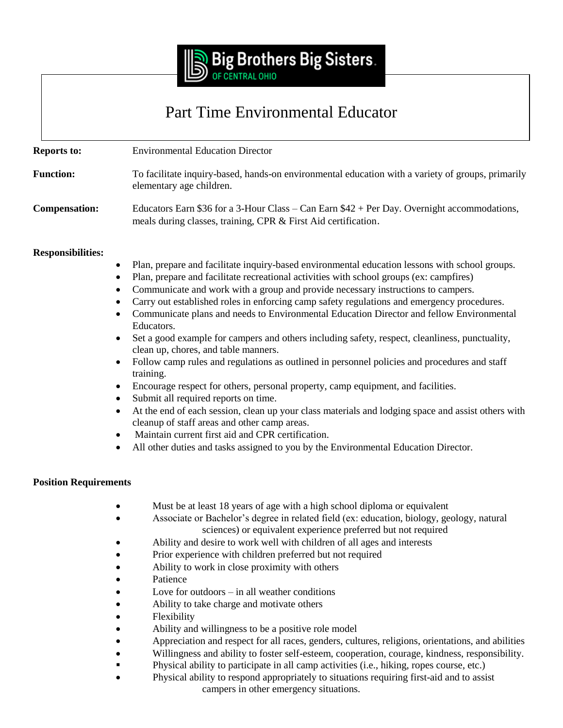Big Brothers Big Sisters.
OF CENTRAL OHIO

# Part Time Environmental Educator

**Reports to:** Environmental Education Director

**Function:** To facilitate inquiry-based, hands-on environmental education with a variety of groups, primarily elementary age children.

**Compensation:** Educators Earn $36 for a 3-Hour Class – Can Earn $42 + Per Day. Overnight accommodations, meals during classes, training, CPR & First Aid certification.

**Responsibilities:**

- Plan, prepare and facilitate inquiry-based environmental education lessons with school groups.
- Plan, prepare and facilitate recreational activities with school groups (ex: campfires)
- Communicate and work with a group and provide necessary instructions to campers.
- Carry out established roles in enforcing camp safety regulations and emergency procedures.
- Communicate plans and needs to Environmental Education Director and fellow Environmental Educators.
- Set a good example for campers and others including safety, respect, cleanliness, punctuality, clean up, chores, and table manners.
- Follow camp rules and regulations as outlined in personnel policies and procedures and staff training.
- Encourage respect for others, personal property, camp equipment, and facilities.
- Submit all required reports on time.
- At the end of each session, clean up your class materials and lodging space and assist others with cleanup of staff areas and other camp areas.
- Maintain current first aid and CPR certification.
- All other duties and tasks assigned to you by the Environmental Education Director.

**Position Requirements**

- Must be at least 18 years of age with a high school diploma or equivalent
- Associate or Bachelor's degree in related field (ex: education, biology, geology, natural sciences) or equivalent experience preferred but not required
- Ability and desire to work well with children of all ages and interests
- Prior experience with children preferred but not required
- Ability to work in close proximity with others
- Patience
- Love for outdoors – in all weather conditions
- Ability to take charge and motivate others
- Flexibility
- Ability and willingness to be a positive role model
- Appreciation and respect for all races, genders, cultures, religions, orientations, and abilities
- Willingness and ability to foster self-esteem, cooperation, courage, kindness, responsibility.
- Physical ability to participate in all camp activities (i.e., hiking, ropes course, etc.)
- Physical ability to respond appropriately to situations requiring first-aid and to assist campers in other emergency situations.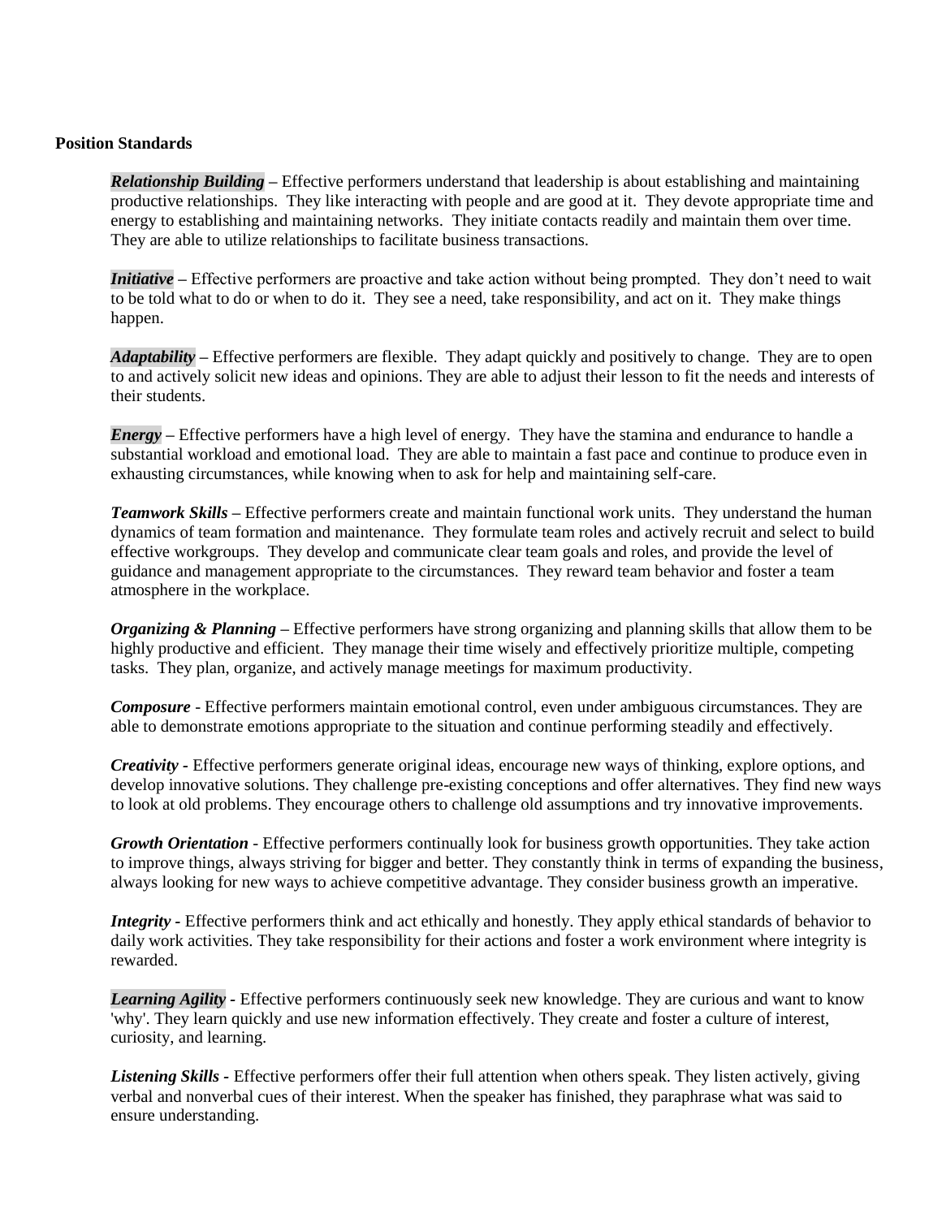**Position Standards**

***Relationship Building*** **–** Effective performers understand that leadership is about establishing and maintaining productive relationships. They like interacting with people and are good at it. They devote appropriate time and energy to establishing and maintaining networks. They initiate contacts readily and maintain them over time. They are able to utilize relationships to facilitate business transactions.

***Initiative*** **–** Effective performers are proactive and take action without being prompted. They don't need to wait to be told what to do or when to do it. They see a need, take responsibility, and act on it. They make things happen.

***Adaptability*** **–** Effective performers are flexible. They adapt quickly and positively to change. They are to open to and actively solicit new ideas and opinions. They are able to adjust their lesson to fit the needs and interests of their students.

***Energy*** **–** Effective performers have a high level of energy. They have the stamina and endurance to handle a substantial workload and emotional load. They are able to maintain a fast pace and continue to produce even in exhausting circumstances, while knowing when to ask for help and maintaining self-care.

***Teamwork Skills*** **–** Effective performers create and maintain functional work units. They understand the human dynamics of team formation and maintenance. They formulate team roles and actively recruit and select to build effective workgroups. They develop and communicate clear team goals and roles, and provide the level of guidance and management appropriate to the circumstances. They reward team behavior and foster a team atmosphere in the workplace.

***Organizing & Planning*** **–** Effective performers have strong organizing and planning skills that allow them to be highly productive and efficient. They manage their time wisely and effectively prioritize multiple, competing tasks. They plan, organize, and actively manage meetings for maximum productivity.

***Composure*** - Effective performers maintain emotional control, even under ambiguous circumstances. They are able to demonstrate emotions appropriate to the situation and continue performing steadily and effectively.

***Creativity*** **-** Effective performers generate original ideas, encourage new ways of thinking, explore options, and develop innovative solutions. They challenge pre-existing conceptions and offer alternatives. They find new ways to look at old problems. They encourage others to challenge old assumptions and try innovative improvements.

***Growth Orientation*** - Effective performers continually look for business growth opportunities. They take action to improve things, always striving for bigger and better. They constantly think in terms of expanding the business, always looking for new ways to achieve competitive advantage. They consider business growth an imperative.

***Integrity*** **-** Effective performers think and act ethically and honestly. They apply ethical standards of behavior to daily work activities. They take responsibility for their actions and foster a work environment where integrity is rewarded.

***Learning Agility*** **-** Effective performers continuously seek new knowledge. They are curious and want to know 'why'. They learn quickly and use new information effectively. They create and foster a culture of interest, curiosity, and learning.

***Listening Skills*** **-** Effective performers offer their full attention when others speak. They listen actively, giving verbal and nonverbal cues of their interest. When the speaker has finished, they paraphrase what was said to ensure understanding.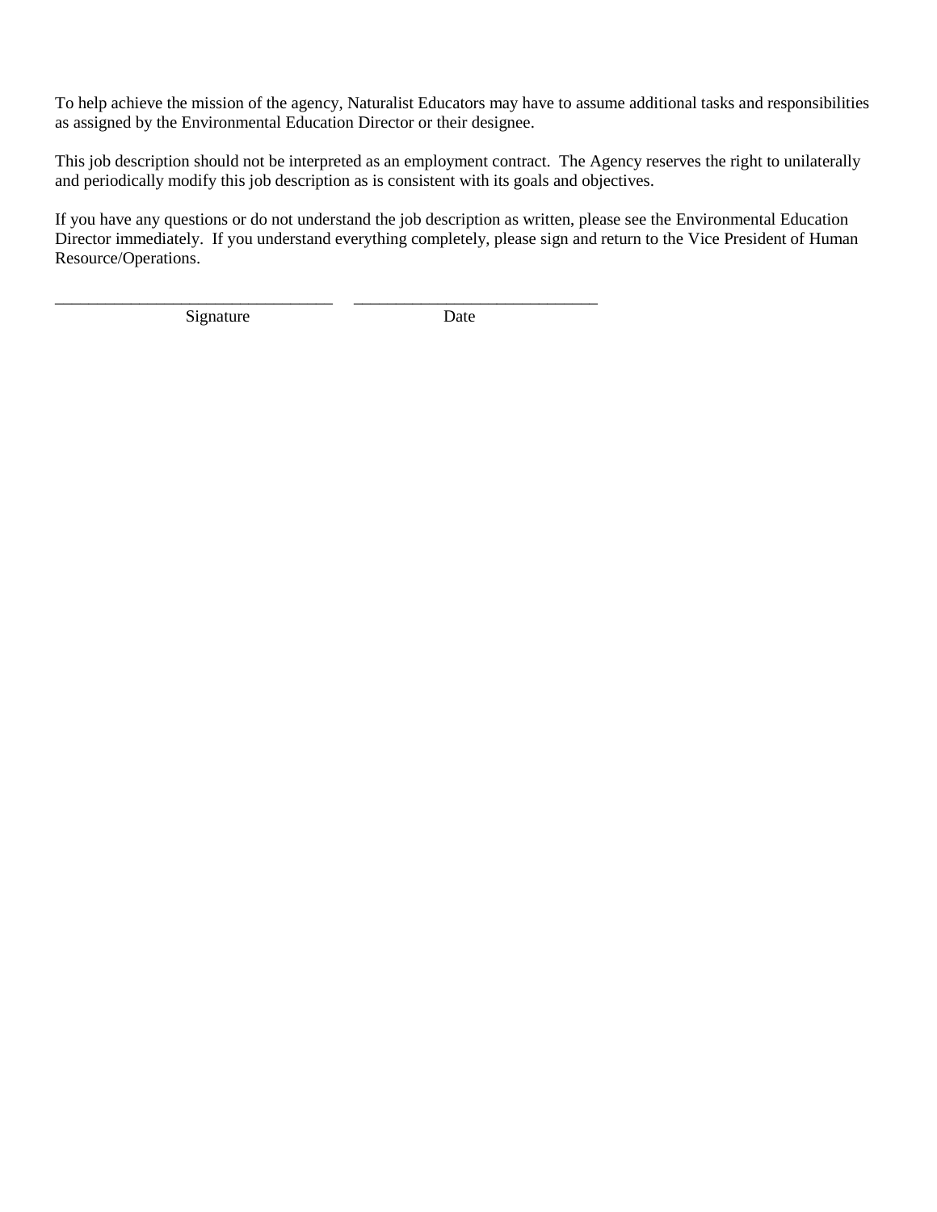To help achieve the mission of the agency, Naturalist Educators may have to assume additional tasks and responsibilities as assigned by the Environmental Education Director or their designee.

This job description should not be interpreted as an employment contract. The Agency reserves the right to unilaterally and periodically modify this job description as is consistent with its goals and objectives.

If you have any questions or do not understand the job description as written, please see the Environmental Education Director immediately. If you understand everything completely, please sign and return to the Vice President of Human Resource/Operations.

_________________________________ _____________________________

Signature Date